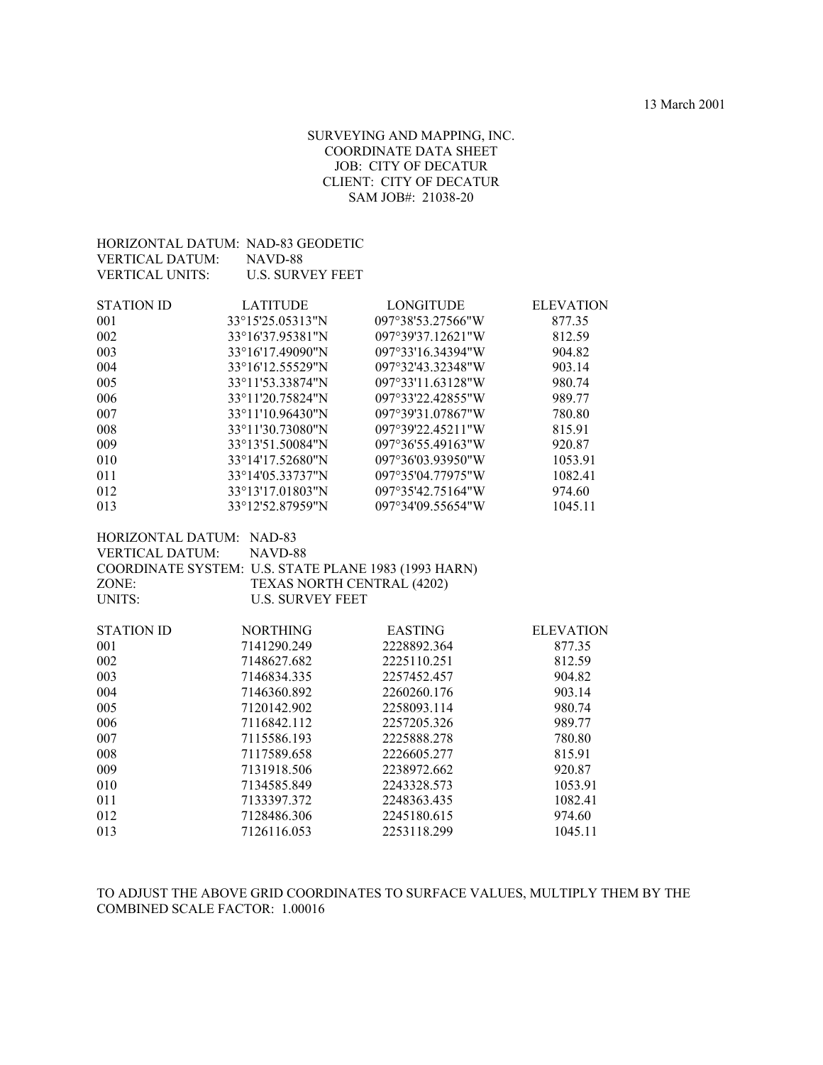13 March 2001

SURVEYING AND MAPPING, INC.
COORDINATE DATA SHEET
JOB: CITY OF DECATUR
CLIENT: CITY OF DECATUR
SAM JOB#: 21038-20

HORIZONTAL DATUM: NAD-83 GEODETIC
VERTICAL DATUM: NAVD-88
VERTICAL UNITS: U.S. SURVEY FEET

| STATION ID | LATITUDE | LONGITUDE | ELEVATION |
|---|---|---|---|
| 001 | 33°15'25.05313"N | 097°38'53.27566"W | 877.35 |
| 002 | 33°16'37.95381"N | 097°39'37.12621"W | 812.59 |
| 003 | 33°16'17.49090"N | 097°33'16.34394"W | 904.82 |
| 004 | 33°16'12.55529"N | 097°32'43.32348"W | 903.14 |
| 005 | 33°11'53.33874"N | 097°33'11.63128"W | 980.74 |
| 006 | 33°11'20.75824"N | 097°33'22.42855"W | 989.77 |
| 007 | 33°11'10.96430"N | 097°39'31.07867"W | 780.80 |
| 008 | 33°11'30.73080"N | 097°39'22.45211"W | 815.91 |
| 009 | 33°13'51.50084"N | 097°36'55.49163"W | 920.87 |
| 010 | 33°14'17.52680"N | 097°36'03.93950"W | 1053.91 |
| 011 | 33°14'05.33737"N | 097°35'04.77975"W | 1082.41 |
| 012 | 33°13'17.01803"N | 097°35'42.75164"W | 974.60 |
| 013 | 33°12'52.87959"N | 097°34'09.55654"W | 1045.11 |

HORIZONTAL DATUM: NAD-83
VERTICAL DATUM: NAVD-88
COORDINATE SYSTEM: U.S. STATE PLANE 1983 (1993 HARN)
ZONE: TEXAS NORTH CENTRAL (4202)
UNITS: U.S. SURVEY FEET

| STATION ID | NORTHING | EASTING | ELEVATION |
|---|---|---|---|
| 001 | 7141290.249 | 2228892.364 | 877.35 |
| 002 | 7148627.682 | 2225110.251 | 812.59 |
| 003 | 7146834.335 | 2257452.457 | 904.82 |
| 004 | 7146360.892 | 2260260.176 | 903.14 |
| 005 | 7120142.902 | 2258093.114 | 980.74 |
| 006 | 7116842.112 | 2257205.326 | 989.77 |
| 007 | 7115586.193 | 2225888.278 | 780.80 |
| 008 | 7117589.658 | 2226605.277 | 815.91 |
| 009 | 7131918.506 | 2238972.662 | 920.87 |
| 010 | 7134585.849 | 2243328.573 | 1053.91 |
| 011 | 7133397.372 | 2248363.435 | 1082.41 |
| 012 | 7128486.306 | 2245180.615 | 974.60 |
| 013 | 7126116.053 | 2253118.299 | 1045.11 |

TO ADJUST THE ABOVE GRID COORDINATES TO SURFACE VALUES, MULTIPLY THEM BY THE COMBINED SCALE FACTOR: 1.00016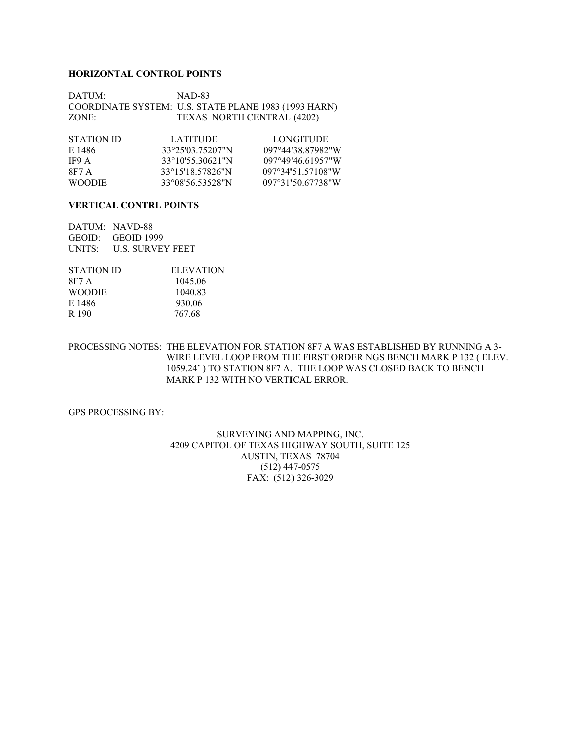## HORIZONTAL CONTROL POINTS

DATUM: NAD-83
COORDINATE SYSTEM: U.S. STATE PLANE 1983 (1993 HARN)
ZONE: TEXAS NORTH CENTRAL (4202)

| STATION ID | LATITUDE | LONGITUDE |
|---|---|---|
| E 1486 | 33°25'03.75207"N | 097°44'38.87982"W |
| IF9 A | 33°10'55.30621"N | 097°49'46.61957"W |
| 8F7 A | 33°15'18.57826"N | 097°34'51.57108"W |
| WOODIE | 33°08'56.53528"N | 097°31'50.67738"W |

## VERTICAL CONTRL POINTS

DATUM: NAVD-88
GEOID: GEOID 1999
UNITS: U.S. SURVEY FEET

| STATION ID | ELEVATION |
|---|---|
| 8F7 A | 1045.06 |
| WOODIE | 1040.83 |
| E 1486 | 930.06 |
| R 190 | 767.68 |

PROCESSING NOTES: THE ELEVATION FOR STATION 8F7 A WAS ESTABLISHED BY RUNNING A 3-WIRE LEVEL LOOP FROM THE FIRST ORDER NGS BENCH MARK P 132 ( ELEV. 1059.24' ) TO STATION 8F7 A. THE LOOP WAS CLOSED BACK TO BENCH MARK P 132 WITH NO VERTICAL ERROR.

GPS PROCESSING BY:

SURVEYING AND MAPPING, INC.
4209 CAPITOL OF TEXAS HIGHWAY SOUTH, SUITE 125
AUSTIN, TEXAS 78704
(512) 447-0575
FAX: (512) 326-3029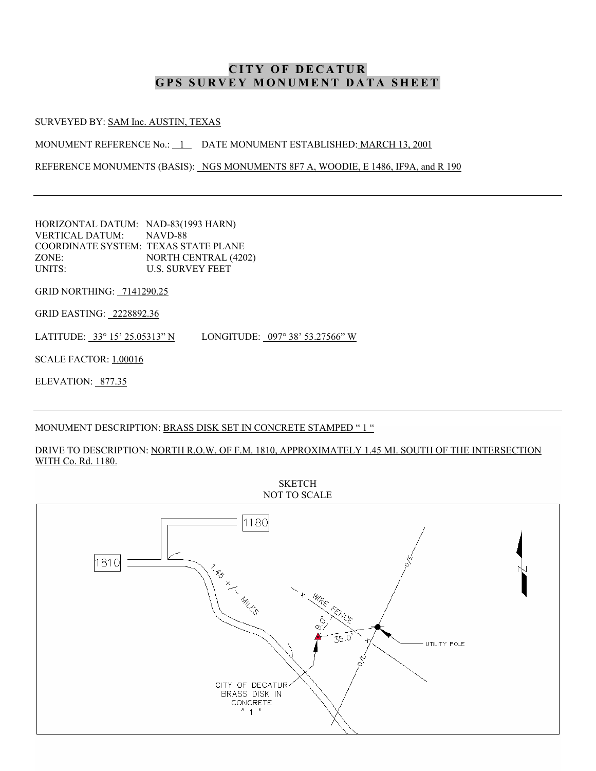# CITY OF DECATUR
# GPS SURVEY MONUMENT DATA SHEET

SURVEYED BY: SAM Inc. AUSTIN, TEXAS

MONUMENT REFERENCE No.: 1 DATE MONUMENT ESTABLISHED: MARCH 13, 2001

REFERENCE MONUMENTS (BASIS): NGS MONUMENTS 8F7 A, WOODIE, E 1486, IF9A, and R 190

---

HORIZONTAL DATUM: NAD-83(1993 HARN)
VERTICAL DATUM: NAVD-88
COORDINATE SYSTEM: TEXAS STATE PLANE
ZONE: NORTH CENTRAL (4202)
UNITS: U.S. SURVEY FEET

GRID NORTHING: 7141290.25

GRID EASTING: 2228892.36

LATITUDE: 33° 15' 25.05313" N LONGITUDE: 097° 38' 53.27566" W

SCALE FACTOR: 1.00016

ELEVATION: 877.35

---

MONUMENT DESCRIPTION: BRASS DISK SET IN CONCRETE STAMPED " 1 "

DRIVE TO DESCRIPTION: NORTH R.O.W. OF F.M. 1810, APPROXIMATELY 1.45 MI. SOUTH OF THE INTERSECTION WITH Co. Rd. 1180.

SKETCH
NOT TO SCALE

1180
1810
1.45 +/- MILES
WIRE FENCE
9.0'
35.0'
UTILITY POLE
O/E
N
CITY OF DECATUR BRASS DISK IN CONCRETE " 1 "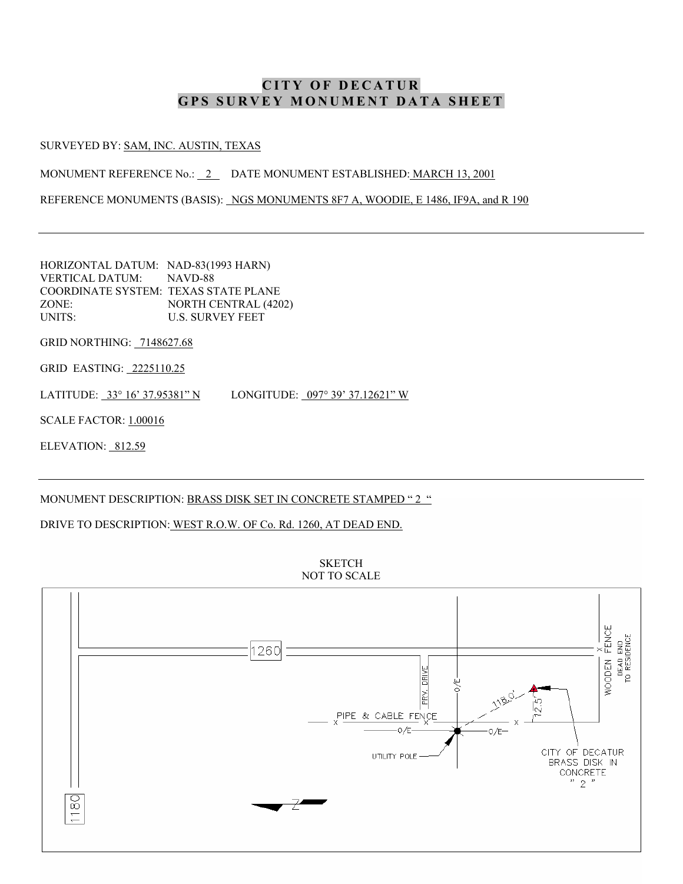# CITY OF DECATUR
# GPS SURVEY MONUMENT DATA SHEET

SURVEYED BY: SAM, INC. AUSTIN, TEXAS

MONUMENT REFERENCE No.: 2 DATE MONUMENT ESTABLISHED: MARCH 13, 2001

REFERENCE MONUMENTS (BASIS): NGS MONUMENTS 8F7 A, WOODIE, E 1486, IF9A, and R 190

---

HORIZONTAL DATUM: NAD-83(1993 HARN)
VERTICAL DATUM: NAVD-88
COORDINATE SYSTEM: TEXAS STATE PLANE
ZONE: NORTH CENTRAL (4202)
UNITS: U.S. SURVEY FEET

GRID NORTHING: 7148627.68

GRID EASTING: 2225110.25

LATITUDE: 33° 16' 37.95381" N LONGITUDE: 097° 39' 37.12621" W

SCALE FACTOR: 1.00016

ELEVATION: 812.59

---

MONUMENT DESCRIPTION: BRASS DISK SET IN CONCRETE STAMPED " 2 "

DRIVE TO DESCRIPTION: WEST R.O.W. OF Co. Rd. 1260, AT DEAD END.

SKETCH
NOT TO SCALE

1260
1180
PRV. DRIVE
O/E
PIPE & CABLE FENCE
UTILITY POLE
118.0'
12.5'
WOODEN FENCE
DEAD END TO RESIDENCE
CITY OF DECATUR BRASS DISK IN CONCRETE " 2 "
N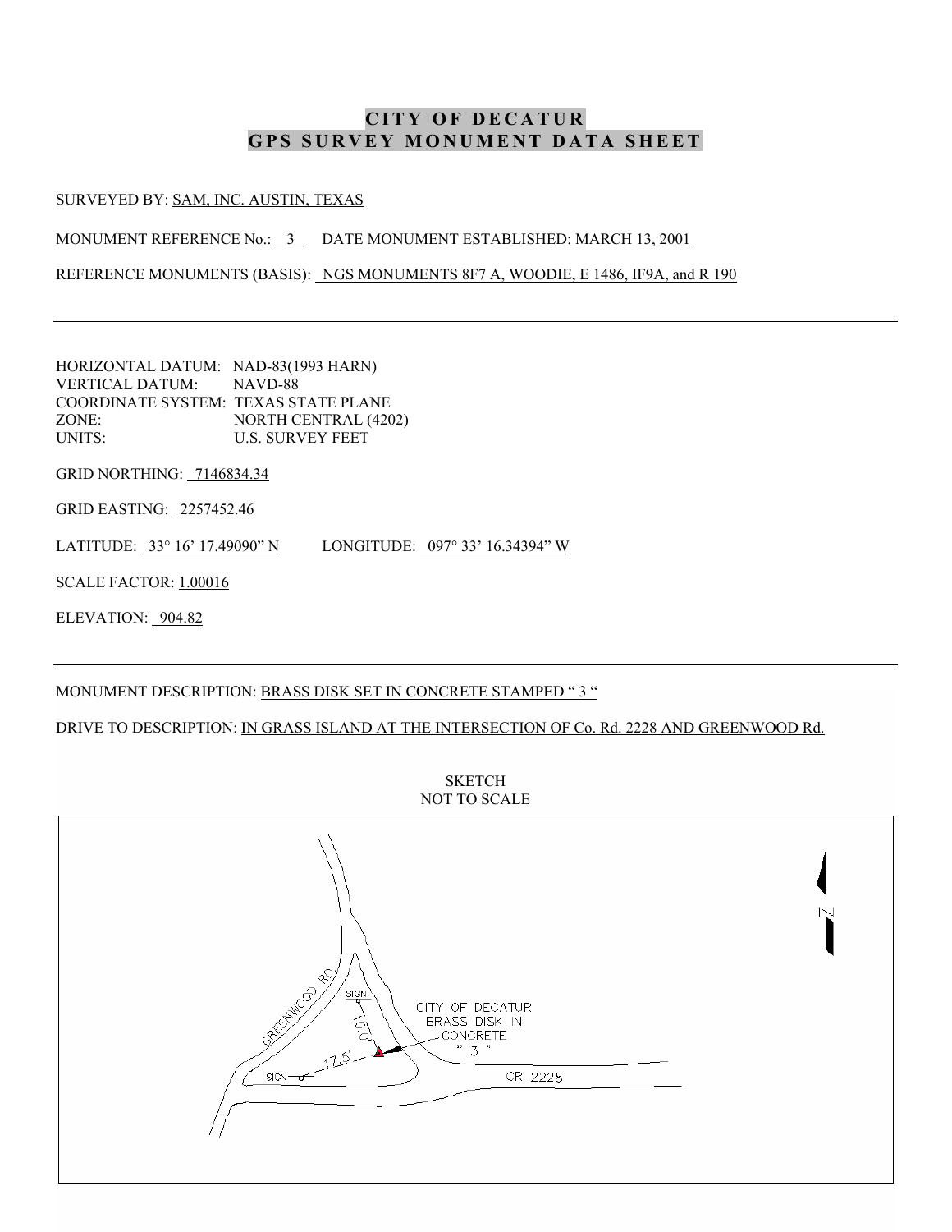# CITY OF DECATUR
## GPS SURVEY MONUMENT DATA SHEET

SURVEYED BY: SAM, INC. AUSTIN, TEXAS

MONUMENT REFERENCE No.: 3 DATE MONUMENT ESTABLISHED: MARCH 13, 2001

REFERENCE MONUMENTS (BASIS): NGS MONUMENTS 8F7 A, WOODIE, E 1486, IF9A, and R 190

---

HORIZONTAL DATUM: NAD-83(1993 HARN)
VERTICAL DATUM: NAVD-88
COORDINATE SYSTEM: TEXAS STATE PLANE
ZONE: NORTH CENTRAL (4202)
UNITS: U.S. SURVEY FEET

GRID NORTHING: 7146834.34

GRID EASTING: 2257452.46

LATITUDE: 33° 16’ 17.49090” N LONGITUDE: 097° 33’ 16.34394” W

SCALE FACTOR: 1.00016

ELEVATION: 904.82

---

MONUMENT DESCRIPTION: BRASS DISK SET IN CONCRETE STAMPED “ 3 “

DRIVE TO DESCRIPTION: IN GRASS ISLAND AT THE INTERSECTION OF Co. Rd. 2228 AND GREENWOOD Rd.

SKETCH
NOT TO SCALE

GREENWOOD RD.
SIGN
10.0'
17.5'
SIGN
CITY OF DECATUR BRASS DISK IN CONCRETE " 3 "
CR 2228
N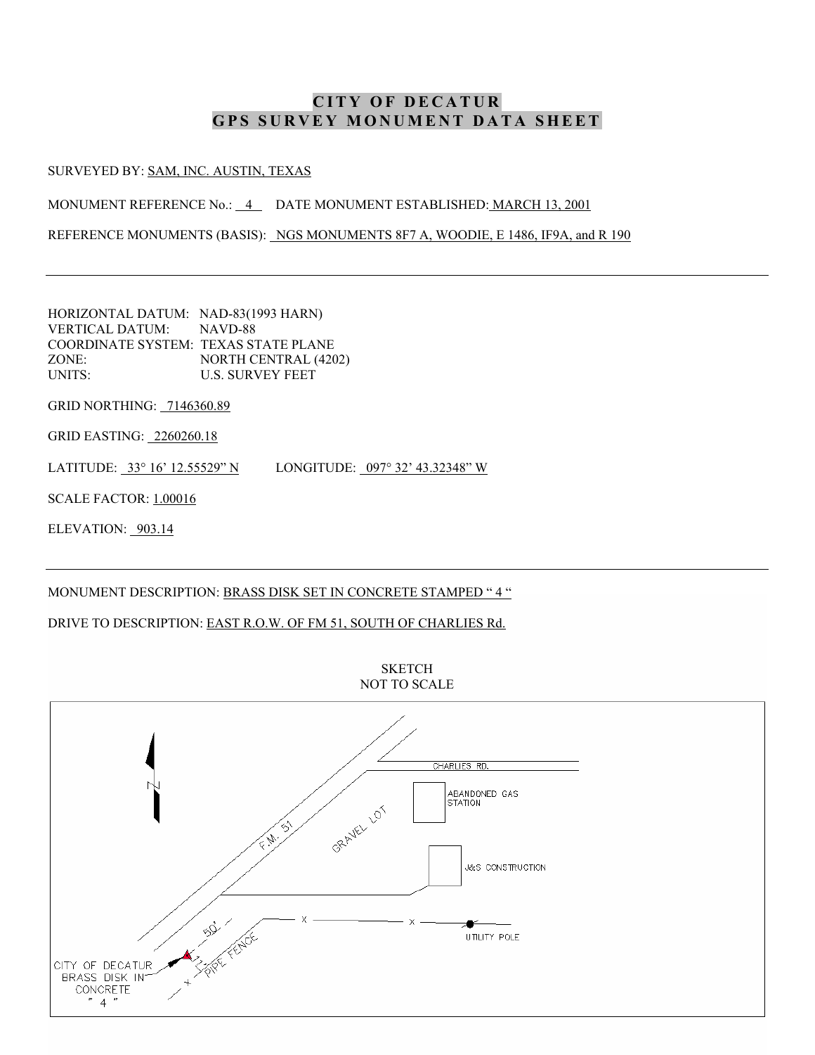# CITY OF DECATUR
# GPS SURVEY MONUMENT DATA SHEET

SURVEYED BY: SAM, INC. AUSTIN, TEXAS

MONUMENT REFERENCE No.: 4 DATE MONUMENT ESTABLISHED: MARCH 13, 2001

REFERENCE MONUMENTS (BASIS): NGS MONUMENTS 8F7 A, WOODIE, E 1486, IF9A, and R 190

---

HORIZONTAL DATUM: NAD-83(1993 HARN)
VERTICAL DATUM: NAVD-88
COORDINATE SYSTEM: TEXAS STATE PLANE
ZONE: NORTH CENTRAL (4202)
UNITS: U.S. SURVEY FEET

GRID NORTHING: 7146360.89

GRID EASTING: 2260260.18

LATITUDE: 33° 16' 12.55529" N LONGITUDE: 097° 32' 43.32348" W

SCALE FACTOR: 1.00016

ELEVATION: 903.14

---

MONUMENT DESCRIPTION: BRASS DISK SET IN CONCRETE STAMPED " 4 "

DRIVE TO DESCRIPTION: EAST R.O.W. OF FM 51, SOUTH OF CHARLIES Rd.

SKETCH
NOT TO SCALE

N

CHARLIES RD.

ABANDONED GAS STATION

F.M. 51

GRAVEL LOT

J&S CONSTRUCTION

50'

11'

PIPE FENCE

UTILITY POLE

CITY OF DECATUR BRASS DISK IN CONCRETE " 4 "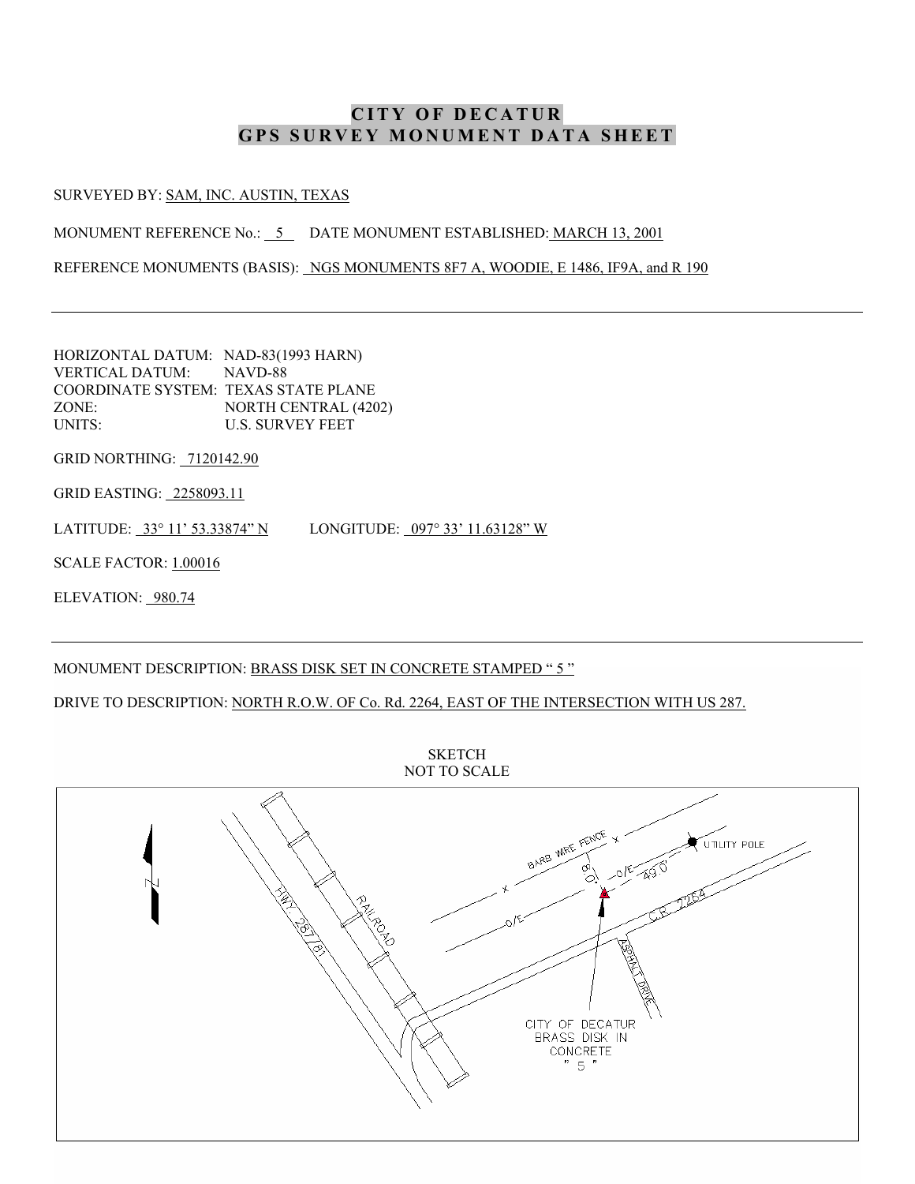# CITY OF DECATUR
# GPS SURVEY MONUMENT DATA SHEET

SURVEYED BY: SAM, INC. AUSTIN, TEXAS

MONUMENT REFERENCE No.: 5 DATE MONUMENT ESTABLISHED: MARCH 13, 2001

REFERENCE MONUMENTS (BASIS): NGS MONUMENTS 8F7 A, WOODIE, E 1486, IF9A, and R 190

---

HORIZONTAL DATUM: NAD-83(1993 HARN)
VERTICAL DATUM: NAVD-88
COORDINATE SYSTEM: TEXAS STATE PLANE
ZONE: NORTH CENTRAL (4202)
UNITS: U.S. SURVEY FEET

GRID NORTHING: 7120142.90

GRID EASTING: 2258093.11

LATITUDE: 33° 11' 53.33874" N LONGITUDE: 097° 33' 11.63128" W

SCALE FACTOR: 1.00016

ELEVATION: 980.74

---

MONUMENT DESCRIPTION: BRASS DISK SET IN CONCRETE STAMPED " 5 "

DRIVE TO DESCRIPTION: NORTH R.O.W. OF Co. Rd. 2264, EAST OF THE INTERSECTION WITH US 287.

SKETCH
NOT TO SCALE

N

HWY. 287/81

RAILROAD

BARB WIRE FENCE

UTILITY POLE

8.0'

49.0'

O/E

C.R. 2264

ASPHALT DRIVE

CITY OF DECATUR BRASS DISK IN CONCRETE " 5 "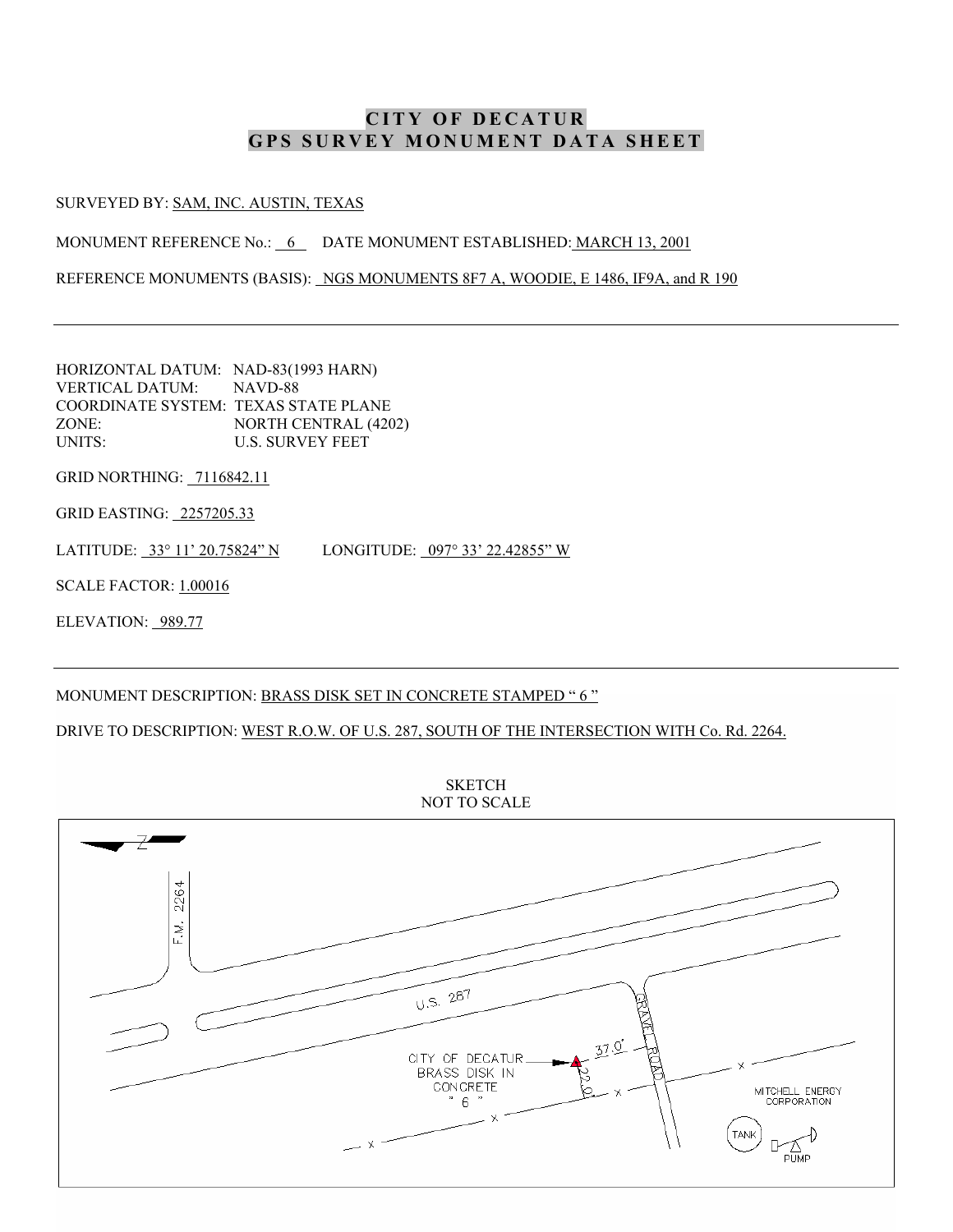# CITY OF DECATUR
# GPS SURVEY MONUMENT DATA SHEET

SURVEYED BY: SAM, INC. AUSTIN, TEXAS

MONUMENT REFERENCE No.: 6 DATE MONUMENT ESTABLISHED: MARCH 13, 2001

REFERENCE MONUMENTS (BASIS): NGS MONUMENTS 8F7 A, WOODIE, E 1486, IF9A, and R 190

---

HORIZONTAL DATUM: NAD-83(1993 HARN)
VERTICAL DATUM: NAVD-88
COORDINATE SYSTEM: TEXAS STATE PLANE
ZONE: NORTH CENTRAL (4202)
UNITS: U.S. SURVEY FEET

GRID NORTHING: 7116842.11

GRID EASTING: 2257205.33

LATITUDE: 33° 11' 20.75824" N LONGITUDE: 097° 33' 22.42855" W

SCALE FACTOR: 1.00016

ELEVATION: 989.77

---

MONUMENT DESCRIPTION: BRASS DISK SET IN CONCRETE STAMPED " 6 "

DRIVE TO DESCRIPTION: WEST R.O.W. OF U.S. 287, SOUTH OF THE INTERSECTION WITH Co. Rd. 2264.

SKETCH
NOT TO SCALE

N
F.M. 2264
U.S. 287
GRAVEL ROAD
CITY OF DECATUR BRASS DISK IN CONCRETE " 6 "
37.0'
22.0'
MITCHELL ENERGY CORPORATION
TANK
PUMP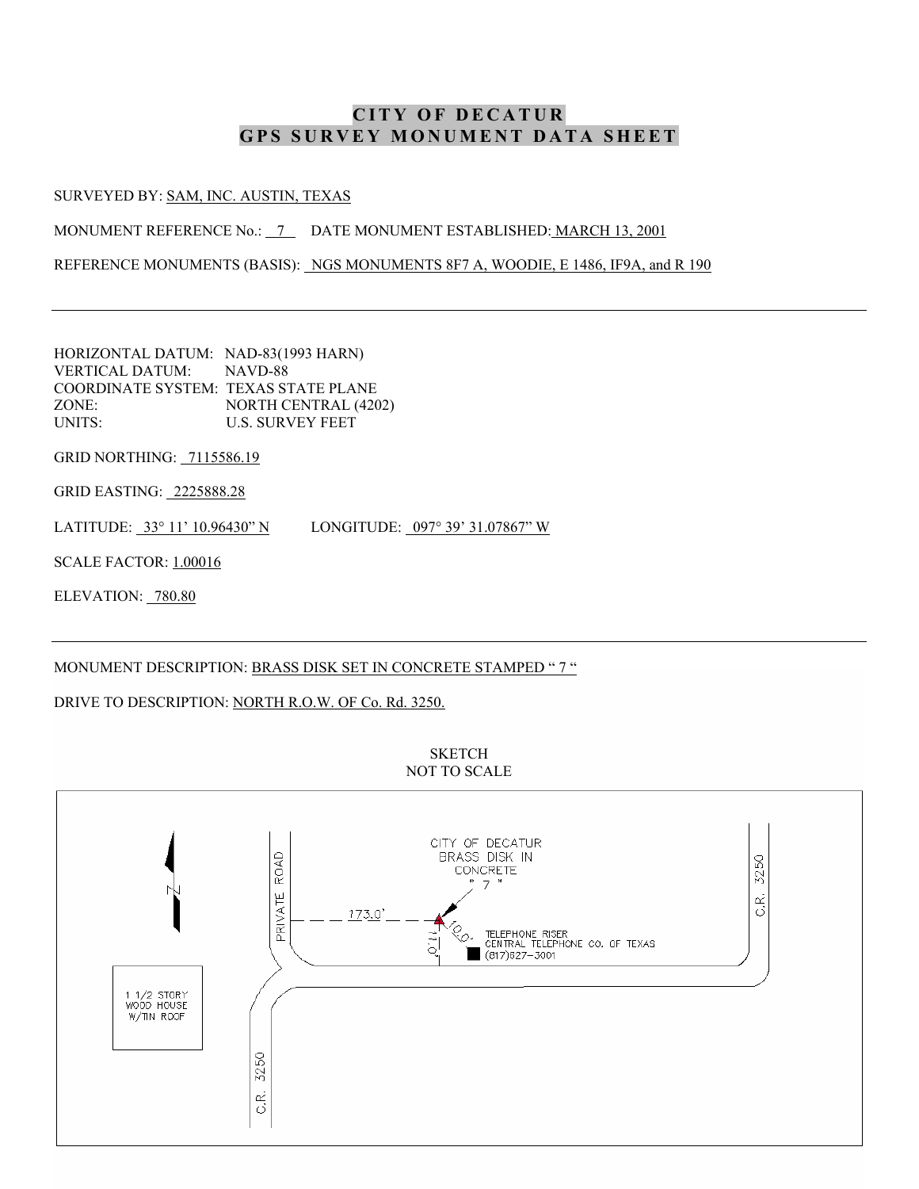# CITY OF DECATUR
## GPS SURVEY MONUMENT DATA SHEET

SURVEYED BY: SAM, INC. AUSTIN, TEXAS

MONUMENT REFERENCE No.: 7 DATE MONUMENT ESTABLISHED: MARCH 13, 2001

REFERENCE MONUMENTS (BASIS): NGS MONUMENTS 8F7 A, WOODIE, E 1486, IF9A, and R 190

---

HORIZONTAL DATUM: NAD-83(1993 HARN)
VERTICAL DATUM: NAVD-88
COORDINATE SYSTEM: TEXAS STATE PLANE
ZONE: NORTH CENTRAL (4202)
UNITS: U.S. SURVEY FEET

GRID NORTHING: 7115586.19

GRID EASTING: 2225888.28

LATITUDE: 33° 11' 10.96430" N LONGITUDE: 097° 39' 31.07867" W

SCALE FACTOR: 1.00016

ELEVATION: 780.80

---

MONUMENT DESCRIPTION: BRASS DISK SET IN CONCRETE STAMPED " 7 "

DRIVE TO DESCRIPTION: NORTH R.O.W. OF Co. Rd. 3250.

SKETCH
NOT TO SCALE

N

PRIVATE ROAD

CITY OF DECATUR BRASS DISK IN CONCRETE " 7 "

173.0'

10.0'

11.0'

TELEPHONE RISER
CENTRAL TELEPHONE CO. OF TEXAS
(817)627-3001

C.R. 3250

1 1/2 STORY WOOD HOUSE W/TIN ROOF

C.R. 3250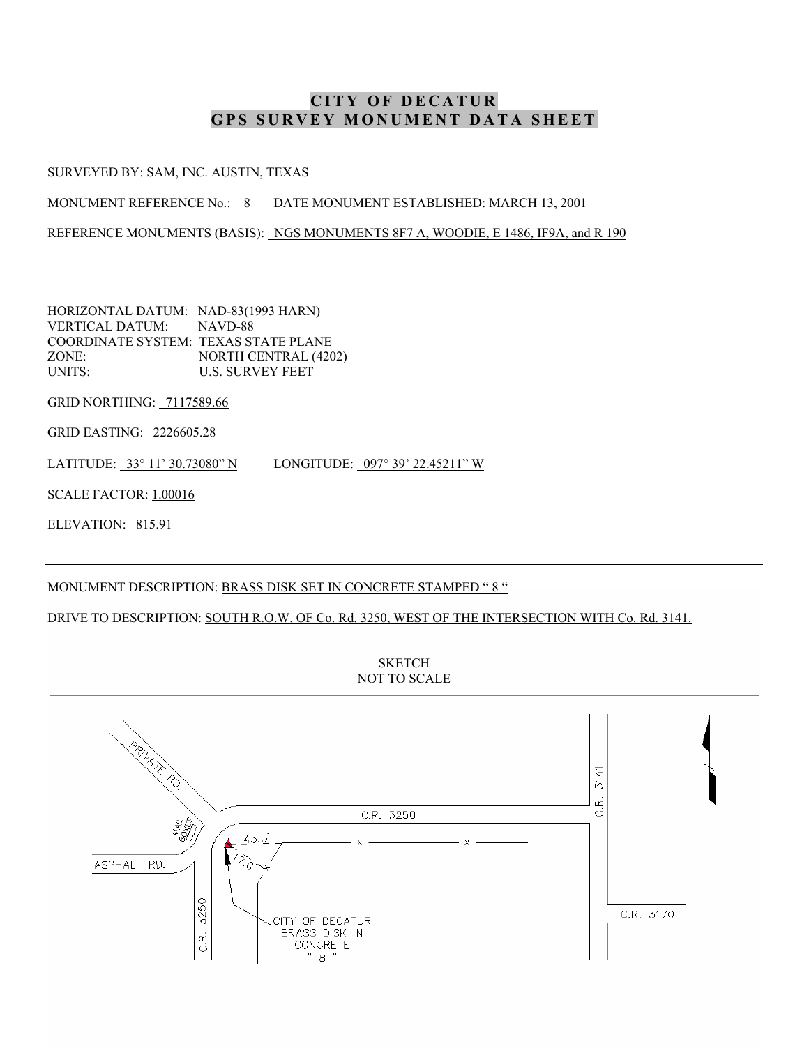# CITY OF DECATUR
## GPS SURVEY MONUMENT DATA SHEET

SURVEYED BY: SAM, INC. AUSTIN, TEXAS

MONUMENT REFERENCE No.: 8 DATE MONUMENT ESTABLISHED: MARCH 13, 2001

REFERENCE MONUMENTS (BASIS): NGS MONUMENTS 8F7 A, WOODIE, E 1486, IF9A, and R 190

---

HORIZONTAL DATUM: NAD-83(1993 HARN)
VERTICAL DATUM: NAVD-88
COORDINATE SYSTEM: TEXAS STATE PLANE
ZONE: NORTH CENTRAL (4202)
UNITS: U.S. SURVEY FEET

GRID NORTHING: 7117589.66

GRID EASTING: 2226605.28

LATITUDE: 33° 11' 30.73080" N LONGITUDE: 097° 39' 22.45211" W

SCALE FACTOR: 1.00016

ELEVATION: 815.91

---

MONUMENT DESCRIPTION: BRASS DISK SET IN CONCRETE STAMPED " 8 "

DRIVE TO DESCRIPTION: SOUTH R.O.W. OF Co. Rd. 3250, WEST OF THE INTERSECTION WITH Co. Rd. 3141.

SKETCH
NOT TO SCALE

PRIVATE RD.
MAIL BOXES
C.R. 3250
C.R. 3141
ASPHALT RD.
43.0'
17.0'
C.R. 3250
C.R. 3170
CITY OF DECATUR BRASS DISK IN CONCRETE " 8 "
N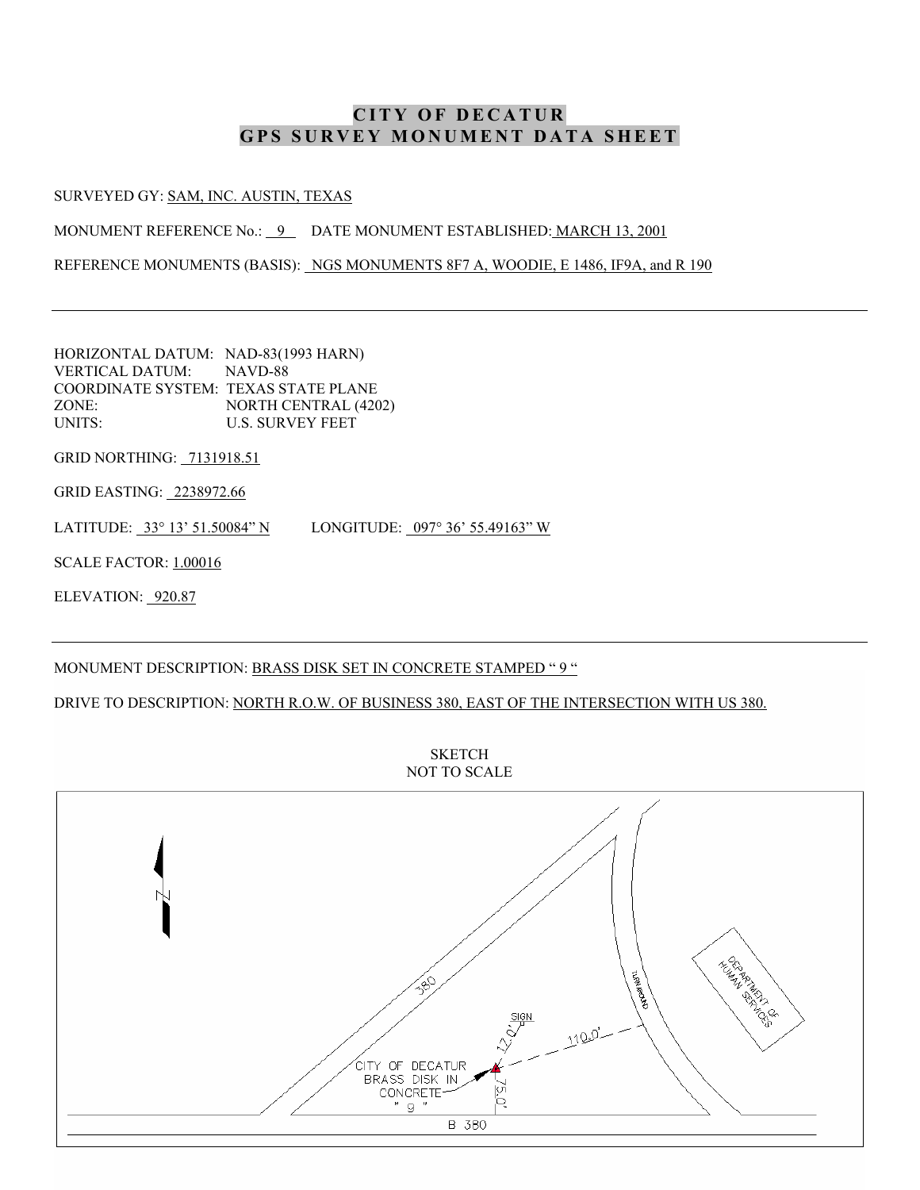# CITY OF DECATUR
# GPS SURVEY MONUMENT DATA SHEET

SURVEYED GY: SAM, INC. AUSTIN, TEXAS

MONUMENT REFERENCE No.: 9 DATE MONUMENT ESTABLISHED: MARCH 13, 2001

REFERENCE MONUMENTS (BASIS): NGS MONUMENTS 8F7 A, WOODIE, E 1486, IF9A, and R 190

---

HORIZONTAL DATUM: NAD-83(1993 HARN)
VERTICAL DATUM: NAVD-88
COORDINATE SYSTEM: TEXAS STATE PLANE
ZONE: NORTH CENTRAL (4202)
UNITS: U.S. SURVEY FEET

GRID NORTHING: 7131918.51

GRID EASTING: 2238972.66

LATITUDE: 33° 13' 51.50084" N LONGITUDE: 097° 36' 55.49163" W

SCALE FACTOR: 1.00016

ELEVATION: 920.87

---

MONUMENT DESCRIPTION: BRASS DISK SET IN CONCRETE STAMPED " 9 "

DRIVE TO DESCRIPTION: NORTH R.O.W. OF BUSINESS 380, EAST OF THE INTERSECTION WITH US 380.

SKETCH
NOT TO SCALE

N

380

TURN AROUND

DEPARTMENT OF HUMAN SERVICES

SIGN

12.0'

110.0'

CITY OF DECATUR BRASS DISK IN CONCRETE " 9 "

75.0'

B 380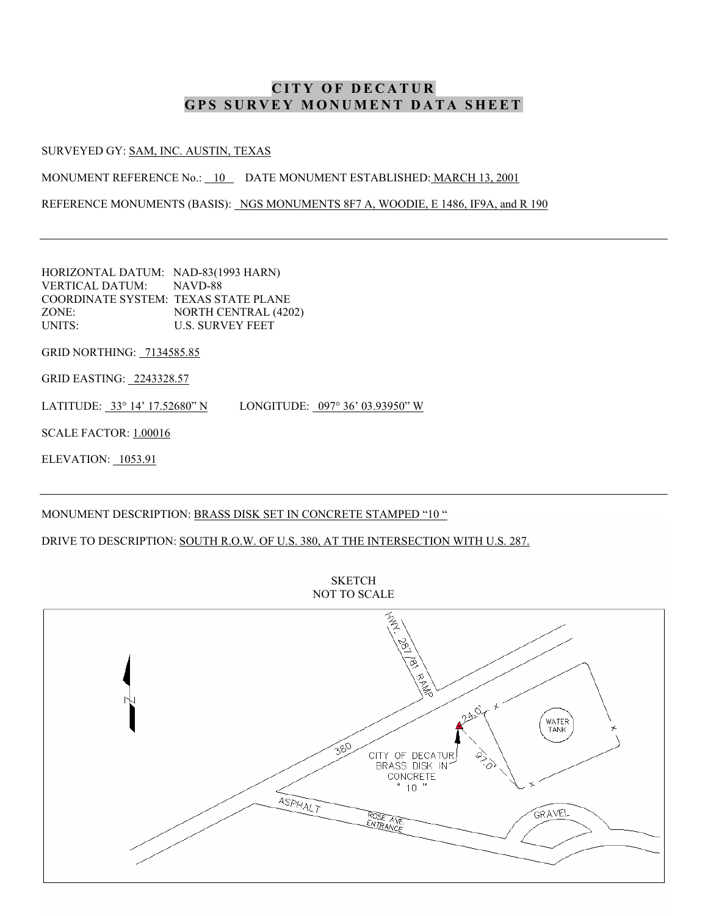# CITY OF DECATUR
# GPS SURVEY MONUMENT DATA SHEET

SURVEYED GY: SAM, INC. AUSTIN, TEXAS

MONUMENT REFERENCE No.: 10 DATE MONUMENT ESTABLISHED: MARCH 13, 2001

REFERENCE MONUMENTS (BASIS): NGS MONUMENTS 8F7 A, WOODIE, E 1486, IF9A, and R 190

---

HORIZONTAL DATUM: NAD-83(1993 HARN)
VERTICAL DATUM: NAVD-88
COORDINATE SYSTEM: TEXAS STATE PLANE
ZONE: NORTH CENTRAL (4202)
UNITS: U.S. SURVEY FEET

GRID NORTHING: 7134585.85

GRID EASTING: 2243328.57

LATITUDE: 33° 14' 17.52680" N LONGITUDE: 097° 36' 03.93950" W

SCALE FACTOR: 1.00016

ELEVATION: 1053.91

---

MONUMENT DESCRIPTION: BRASS DISK SET IN CONCRETE STAMPED "10 "

DRIVE TO DESCRIPTION: SOUTH R.O.W. OF U.S. 380, AT THE INTERSECTION WITH U.S. 287.

SKETCH
NOT TO SCALE

N

HWY. 287/81 RAMP

380

24.0'

97.0'

WATER TANK

CITY OF DECATUR BRASS DISK IN CONCRETE " 10 "

ASPHALT

ROSE AVE. ENTRANCE

GRAVEL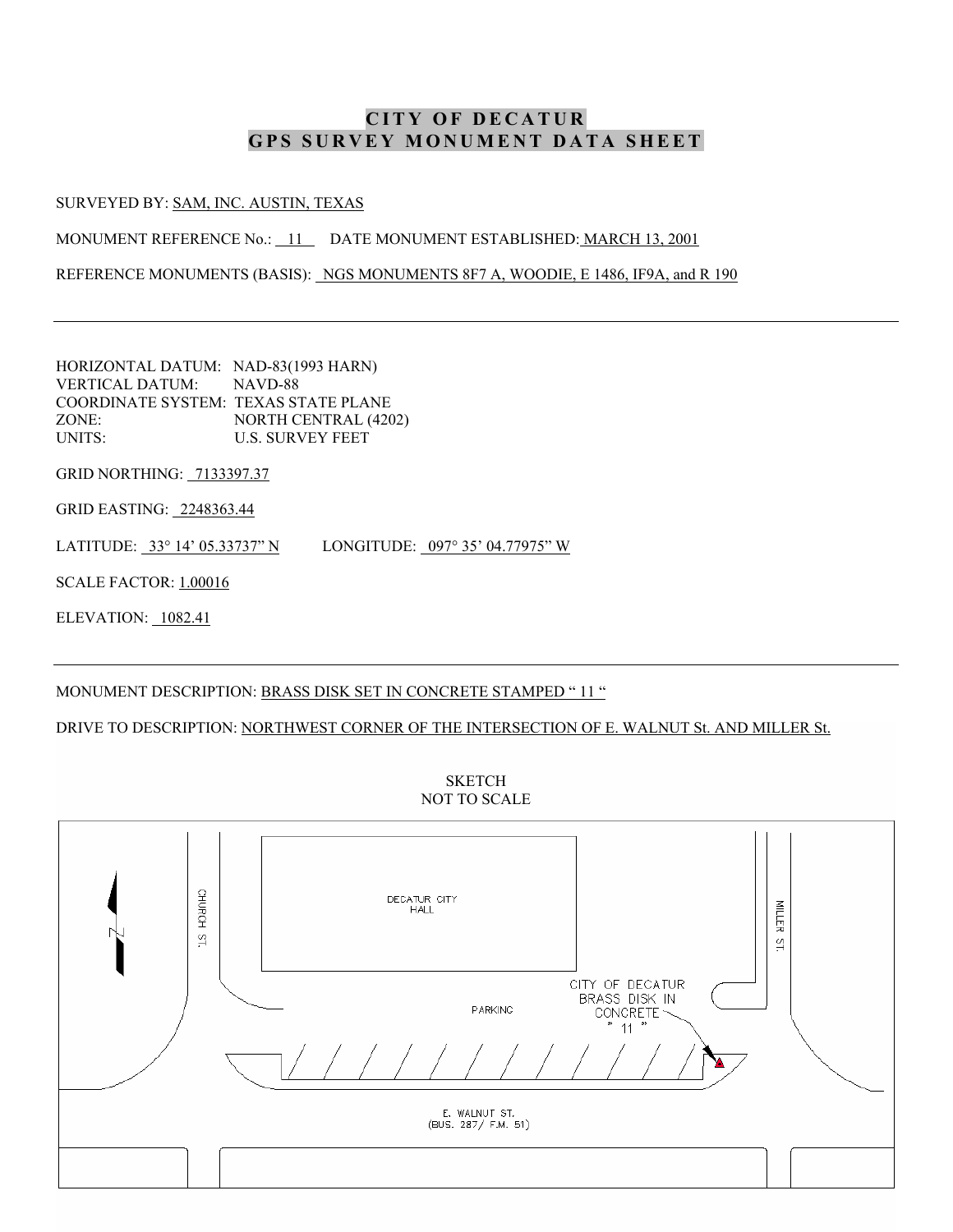# CITY OF DECATUR
# GPS SURVEY MONUMENT DATA SHEET

SURVEYED BY: SAM, INC. AUSTIN, TEXAS

MONUMENT REFERENCE No.: 11     DATE MONUMENT ESTABLISHED: MARCH 13, 2001

REFERENCE MONUMENTS (BASIS): NGS MONUMENTS 8F7 A, WOODIE, E 1486, IF9A, and R 190

---

HORIZONTAL DATUM: NAD-83(1993 HARN)
VERTICAL DATUM: NAVD-88
COORDINATE SYSTEM: TEXAS STATE PLANE
ZONE: NORTH CENTRAL (4202)
UNITS: U.S. SURVEY FEET

GRID NORTHING: 7133397.37

GRID EASTING: 2248363.44

LATITUDE: 33° 14' 05.33737" N     LONGITUDE: 097° 35' 04.77975" W

SCALE FACTOR: 1.00016

ELEVATION: 1082.41

---

MONUMENT DESCRIPTION: BRASS DISK SET IN CONCRETE STAMPED " 11 "

DRIVE TO DESCRIPTION: NORTHWEST CORNER OF THE INTERSECTION OF E. WALNUT St. AND MILLER St.

SKETCH
NOT TO SCALE

N

CHURCH ST.

DECATUR CITY HALL

MILLER ST.

CITY OF DECATUR BRASS DISK IN CONCRETE " 11 "

PARKING

E. WALNUT ST.
(BUS. 287/ F.M. 51)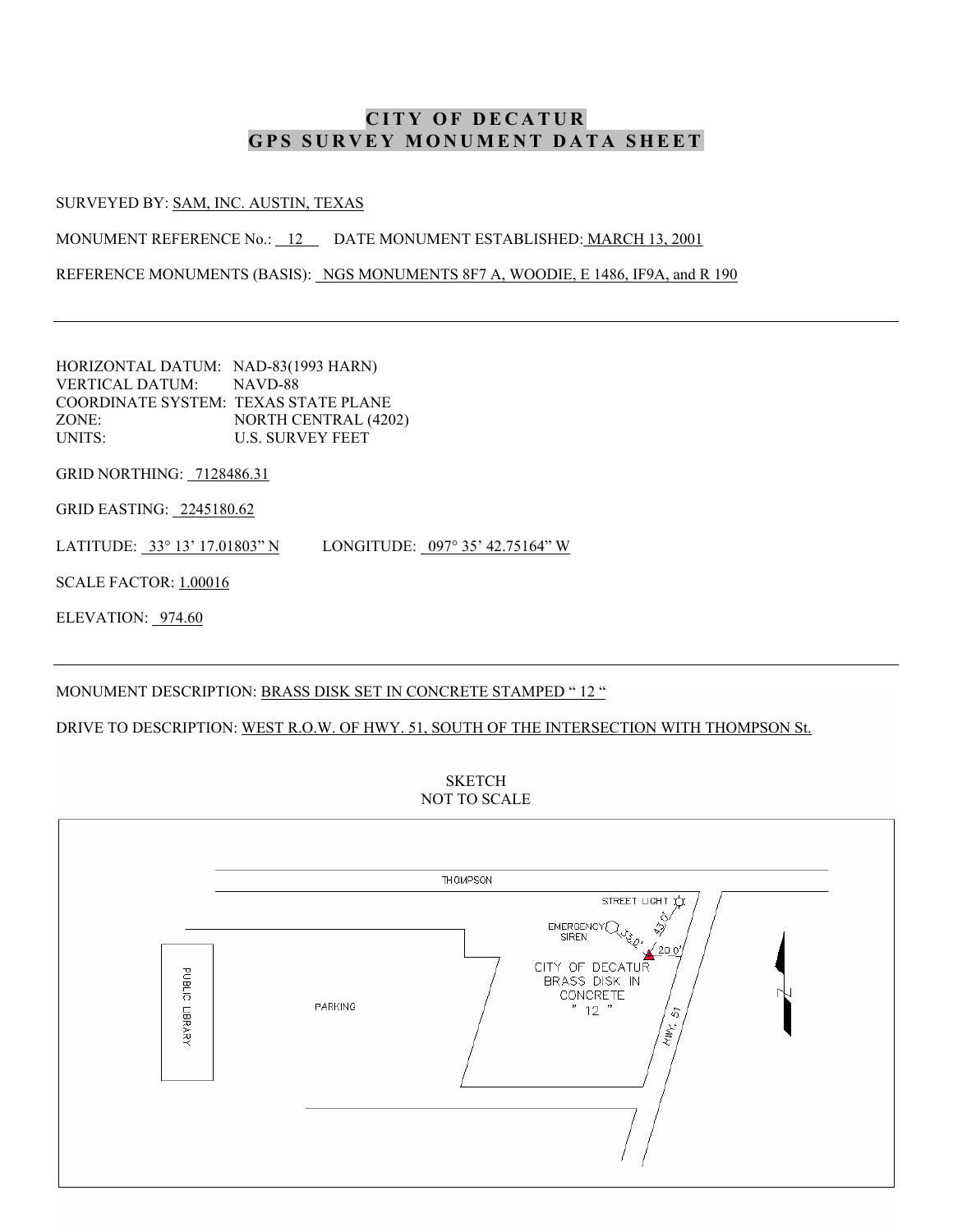# CITY OF DECATUR
# GPS SURVEY MONUMENT DATA SHEET

SURVEYED BY: SAM, INC. AUSTIN, TEXAS

MONUMENT REFERENCE No.: 12 DATE MONUMENT ESTABLISHED: MARCH 13, 2001

REFERENCE MONUMENTS (BASIS): NGS MONUMENTS 8F7 A, WOODIE, E 1486, IF9A, and R 190

---

HORIZONTAL DATUM: NAD-83(1993 HARN)
VERTICAL DATUM: NAVD-88
COORDINATE SYSTEM: TEXAS STATE PLANE
ZONE: NORTH CENTRAL (4202)
UNITS: U.S. SURVEY FEET

GRID NORTHING: 7128486.31

GRID EASTING: 2245180.62

LATITUDE: 33° 13' 17.01803" N LONGITUDE: 097° 35' 42.75164" W

SCALE FACTOR: 1.00016

ELEVATION: 974.60

---

MONUMENT DESCRIPTION: BRASS DISK SET IN CONCRETE STAMPED " 12 "

DRIVE TO DESCRIPTION: WEST R.O.W. OF HWY. 51, SOUTH OF THE INTERSECTION WITH THOMPSON St.

SKETCH
NOT TO SCALE

THOMPSON

STREET LIGHT

EMERGENCY SIREN

43.0'

33.0'

20.0'

CITY OF DECATUR BRASS DISK IN CONCRETE " 12 "

PUBLIC LIBRARY

PARKING

HWY. 51

N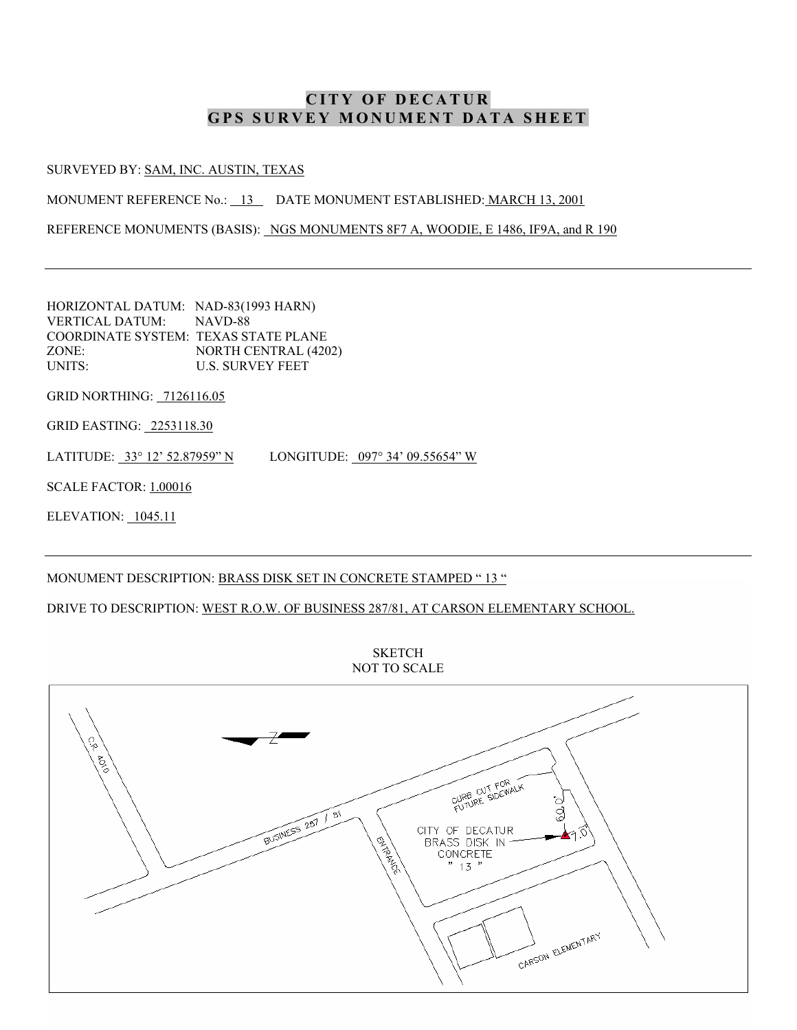# CITY OF DECATUR
# GPS SURVEY MONUMENT DATA SHEET

SURVEYED BY: SAM, INC. AUSTIN, TEXAS

MONUMENT REFERENCE No.: 13 DATE MONUMENT ESTABLISHED: MARCH 13, 2001

REFERENCE MONUMENTS (BASIS): NGS MONUMENTS 8F7 A, WOODIE, E 1486, IF9A, and R 190

---

HORIZONTAL DATUM: NAD-83(1993 HARN)
VERTICAL DATUM: NAVD-88
COORDINATE SYSTEM: TEXAS STATE PLANE
ZONE: NORTH CENTRAL (4202)
UNITS: U.S. SURVEY FEET

GRID NORTHING: 7126116.05

GRID EASTING: 2253118.30

LATITUDE: 33° 12' 52.87959" N LONGITUDE: 097° 34' 09.55654" W

SCALE FACTOR: 1.00016

ELEVATION: 1045.11

---

MONUMENT DESCRIPTION: BRASS DISK SET IN CONCRETE STAMPED " 13 "

DRIVE TO DESCRIPTION: WEST R.O.W. OF BUSINESS 287/81, AT CARSON ELEMENTARY SCHOOL.

SKETCH
NOT TO SCALE

N

C.R. 4010

BUSINESS 287 / 81

ENTRANCE

CURB CUT FOR FUTURE SIDEWALK

60.0'

7.0'

CITY OF DECATUR BRASS DISK IN CONCRETE " 13 "

CARSON ELEMENTARY